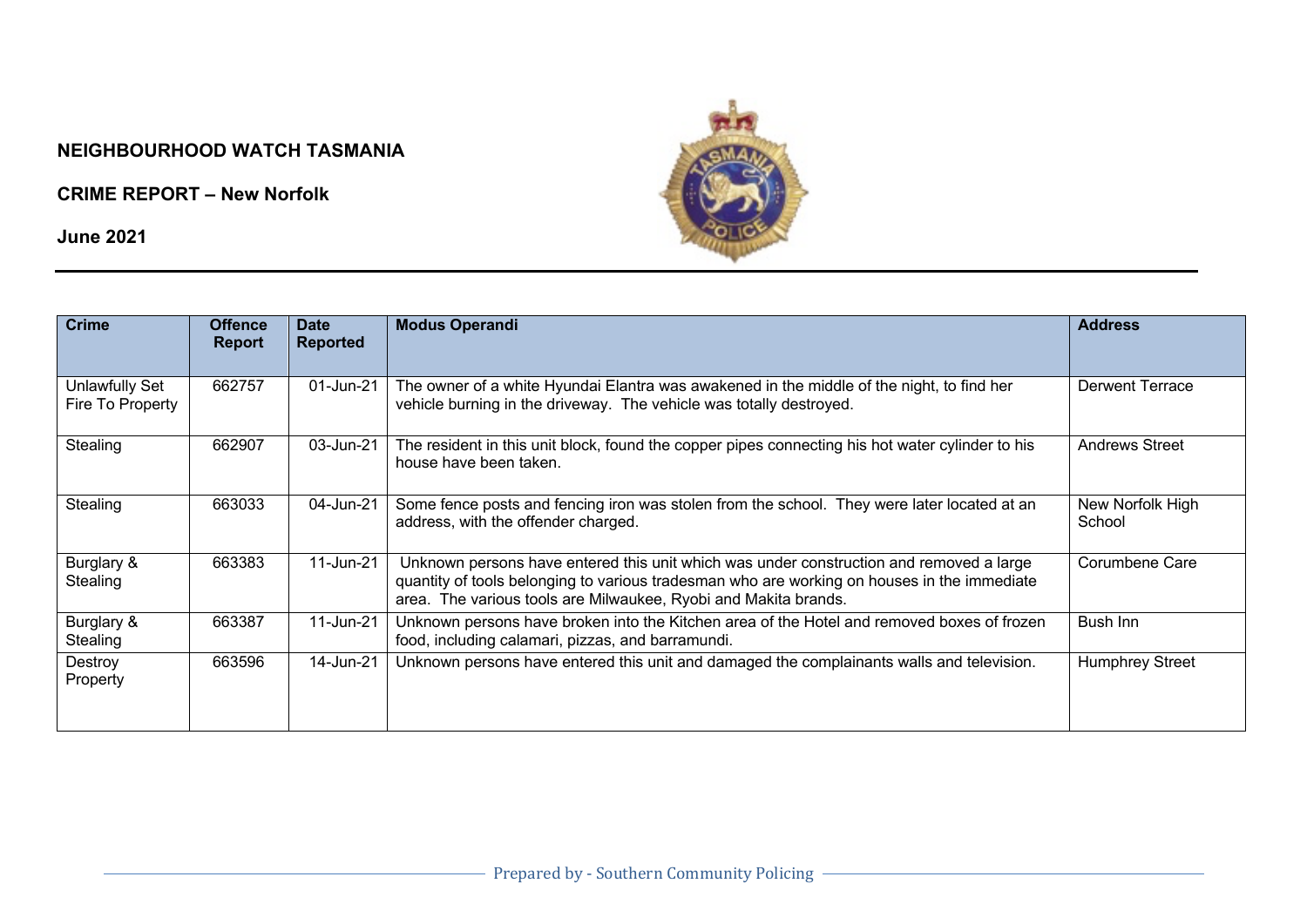**NEIGHBOURHOOD WATCH TASMANIA**

**CRIME REPORT – New Norfolk**

**June 2021**

| Crime | Offence Report | Date Reported | Modus Operandi | Address |
|---|---|---|---|---|
| Unlawfully Set Fire To Property | 662757 | 01-Jun-21 | The owner of a white Hyundai Elantra was awakened in the middle of the night, to find her vehicle burning in the driveway. The vehicle was totally destroyed. | Derwent Terrace |
| Stealing | 662907 | 03-Jun-21 | The resident in this unit block, found the copper pipes connecting his hot water cylinder to his house have been taken. | Andrews Street |
| Stealing | 663033 | 04-Jun-21 | Some fence posts and fencing iron was stolen from the school. They were later located at an address, with the offender charged. | New Norfolk High School |
| Burglary & Stealing | 663383 | 11-Jun-21 | Unknown persons have entered this unit which was under construction and removed a large quantity of tools belonging to various tradesman who are working on houses in the immediate area. The various tools are Milwaukee, Ryobi and Makita brands. | Corumbene Care |
| Burglary & Stealing | 663387 | 11-Jun-21 | Unknown persons have broken into the Kitchen area of the Hotel and removed boxes of frozen food, including calamari, pizzas, and barramundi. | Bush Inn |
| Destroy Property | 663596 | 14-Jun-21 | Unknown persons have entered this unit and damaged the complainants walls and television. | Humphrey Street |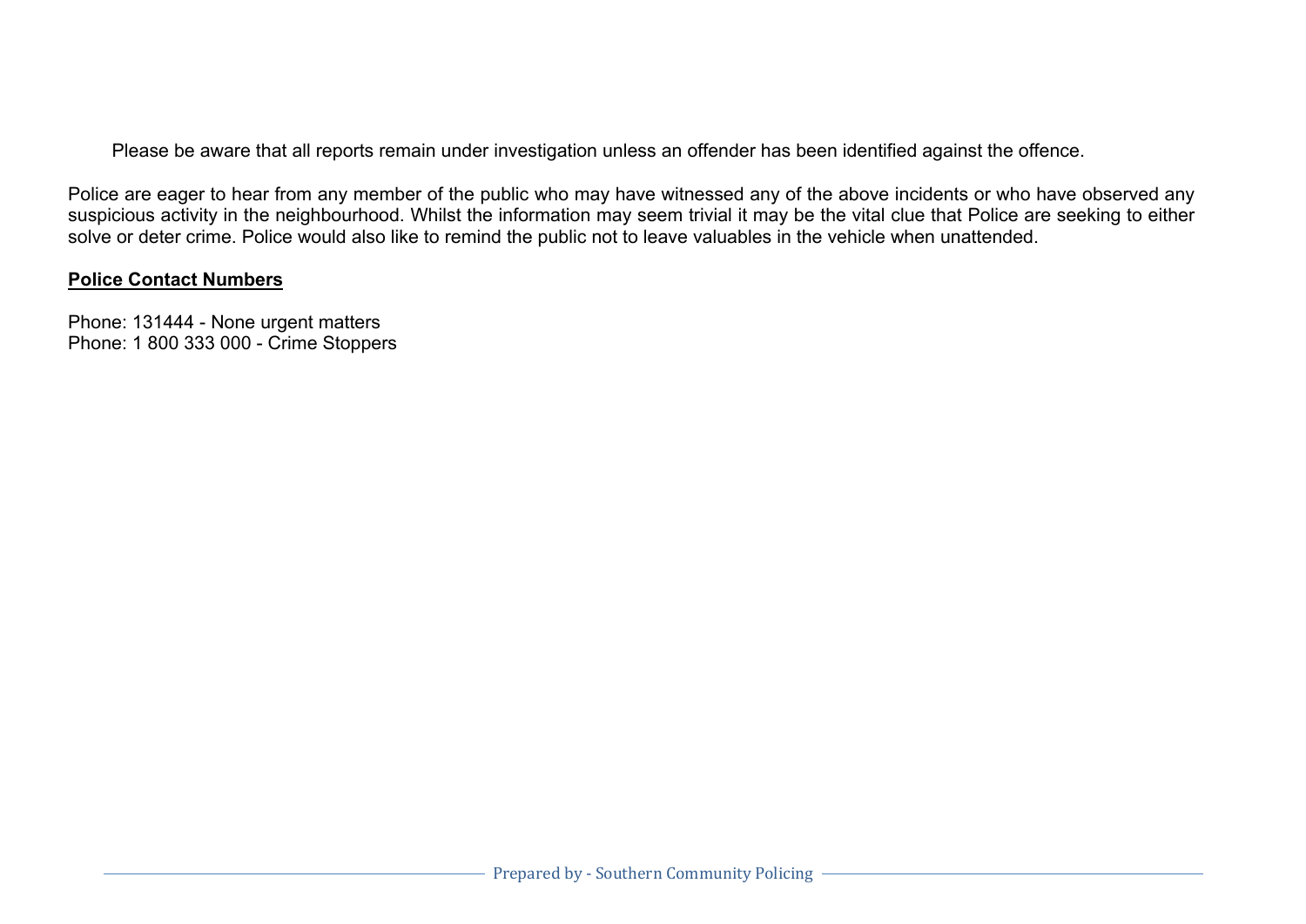Please be aware that all reports remain under investigation unless an offender has been identified against the offence.

Police are eager to hear from any member of the public who may have witnessed any of the above incidents or who have observed any suspicious activity in the neighbourhood. Whilst the information may seem trivial it may be the vital clue that Police are seeking to either solve or deter crime. Police would also like to remind the public not to leave valuables in the vehicle when unattended.

**Police Contact Numbers**

Phone: 131444 - None urgent matters
Phone: 1 800 333 000 - Crime Stoppers